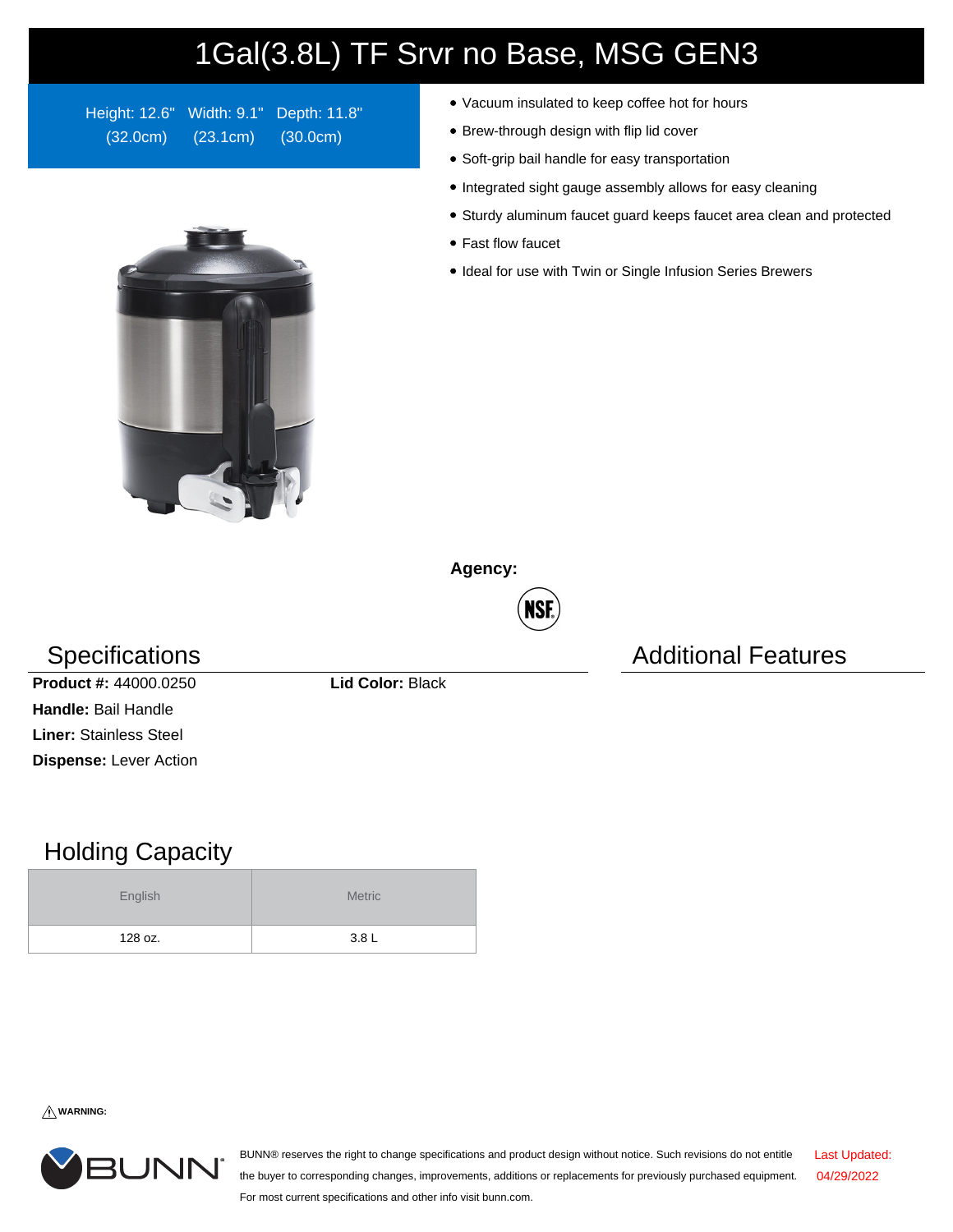# 1Gal(3.8L) TF Srvr no Base, MSG GEN3

Height: 12.6" (32.0cm) Width: 9.1" (23.1cm) Depth: 11.8" (30.0cm)

- Vacuum insulated to keep coffee hot for hours
- Brew-through design with flip lid cover
- Soft-grip bail handle for easy transportation
- Integrated sight gauge assembly allows for easy cleaning
- Sturdy aluminum faucet guard keeps faucet area clean and protected
- Fast flow faucet
- Ideal for use with Twin or Single Infusion Series Brewers

**Agency:**

NSF

## Specifications

**Product #:** 44000.0250

**Lid Color:** Black

**Handle:** Bail Handle

**Liner:** Stainless Steel

**Dispense:** Lever Action

## Additional Features

## Holding Capacity

| English | Metric |
|---|---|
| 128 oz. | 3.8 L |

⚠ **WARNING:**

BUNN® reserves the right to change specifications and product design without notice. Such revisions do not entitle the buyer to corresponding changes, improvements, additions or replacements for previously purchased equipment. For most current specifications and other info visit bunn.com.

Last Updated: 04/29/2022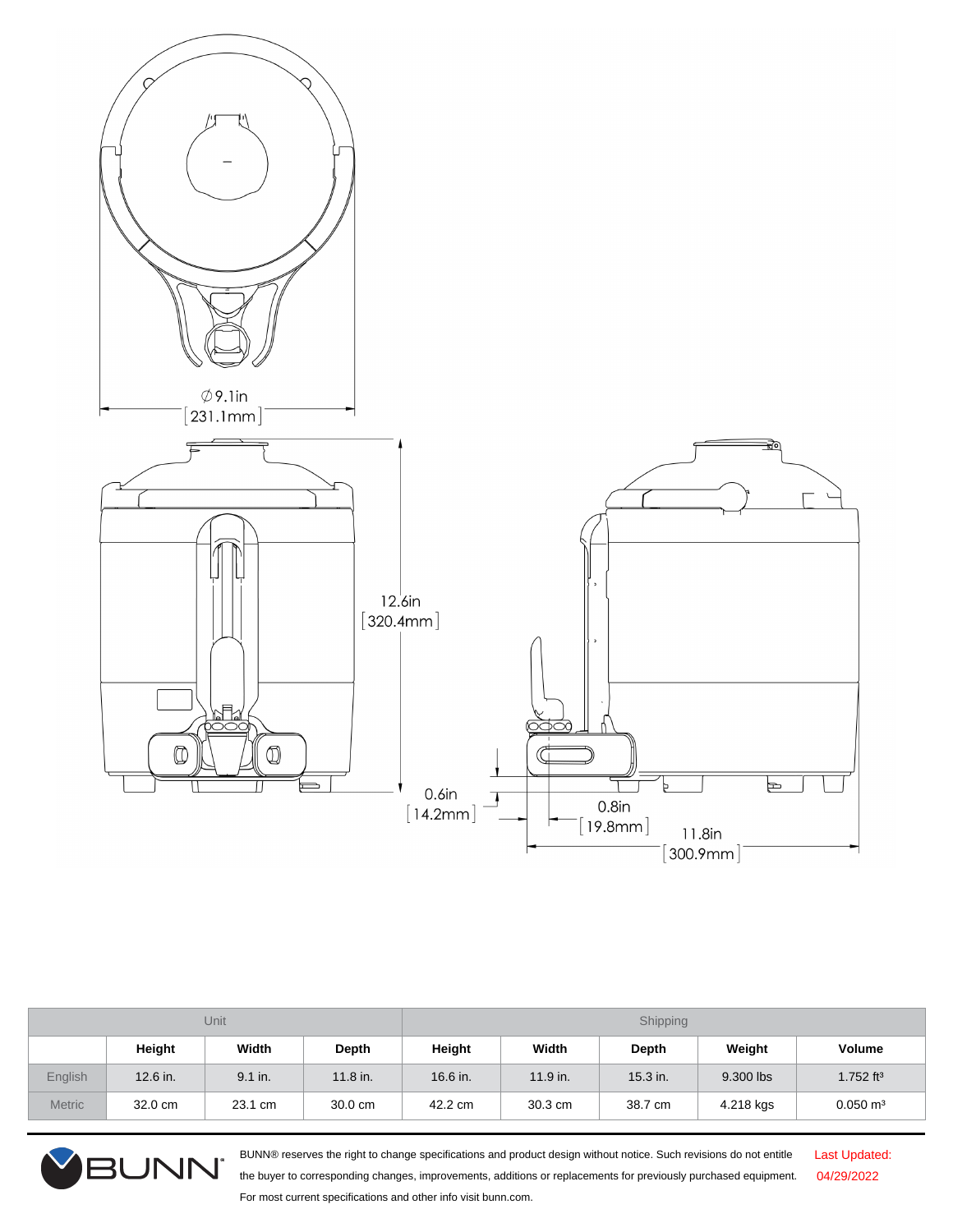Ø9.1in
[231.1mm]

12.6in
[320.4mm]

0.6in
[14.2mm]

0.8in
[19.8mm]

11.8in
[300.9mm]

| Unit | | | | Shipping | | | | |
|---|---|---|---|---|---|---|---|---|
| | Height | Width | Depth | Height | Width | Depth | Weight | Volume |
| English | 12.6 in. | 9.1 in. | 11.8 in. | 16.6 in. | 11.9 in. | 15.3 in. | 9.300 lbs | 1.752 $ft^3$ |
| Metric | 32.0 cm | 23.1 cm | 30.0 cm | 42.2 cm | 30.3 cm | 38.7 cm | 4.218 kgs | 0.050 $m^3$ |

BUNN® reserves the right to change specifications and product design without notice. Such revisions do not entitle the buyer to corresponding changes, improvements, additions or replacements for previously purchased equipment. For most current specifications and other info visit bunn.com.

Last Updated: 04/29/2022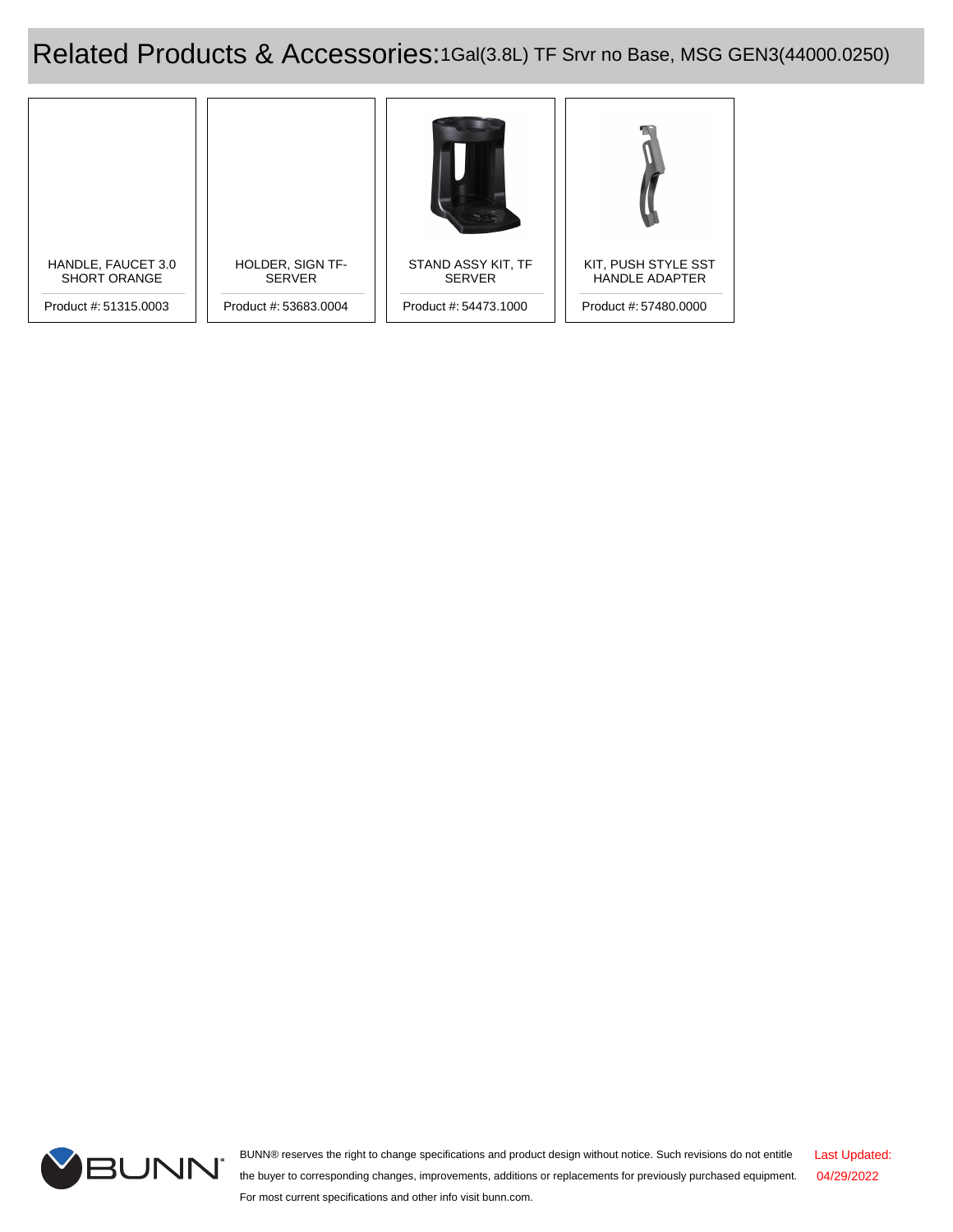# Related Products & Accessories: 1Gal(3.8L) TF Srvr no Base, MSG GEN3(44000.0250)

| Product | Product # |
| --- | --- |
| HANDLE, FAUCET 3.0 SHORT ORANGE | 51315.0003 |
| HOLDER, SIGN TF-SERVER | 53683.0004 |
| STAND ASSY KIT, TF SERVER | 54473.1000 |
| KIT, PUSH STYLE SST HANDLE ADAPTER | 57480.0000 |

BUNN® reserves the right to change specifications and product design without notice. Such revisions do not entitle the buyer to corresponding changes, improvements, additions or replacements for previously purchased equipment. For most current specifications and other info visit bunn.com.

Last Updated: 04/29/2022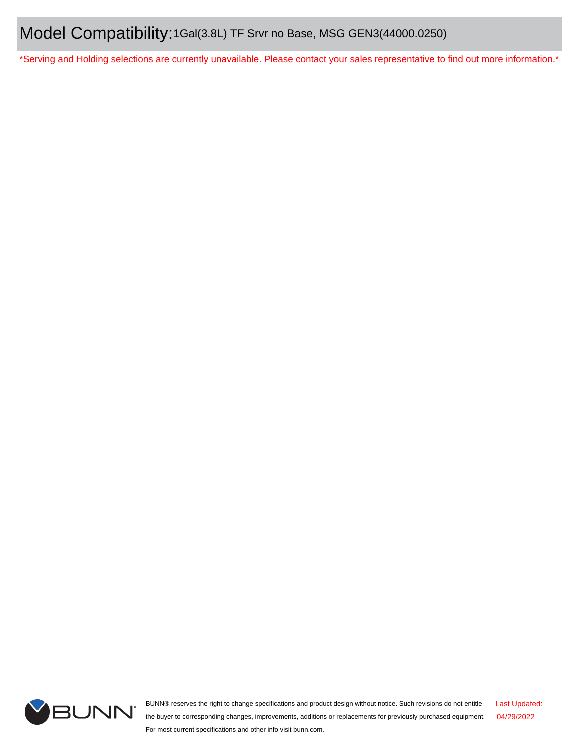# Model Compatibility: 1Gal(3.8L) TF Srvr no Base, MSG GEN3(44000.0250)

*Serving and Holding selections are currently unavailable. Please contact your sales representative to find out more information.*

BUNN® reserves the right to change specifications and product design without notice. Such revisions do not entitle the buyer to corresponding changes, improvements, additions or replacements for previously purchased equipment. For most current specifications and other info visit bunn.com.

Last Updated: 04/29/2022